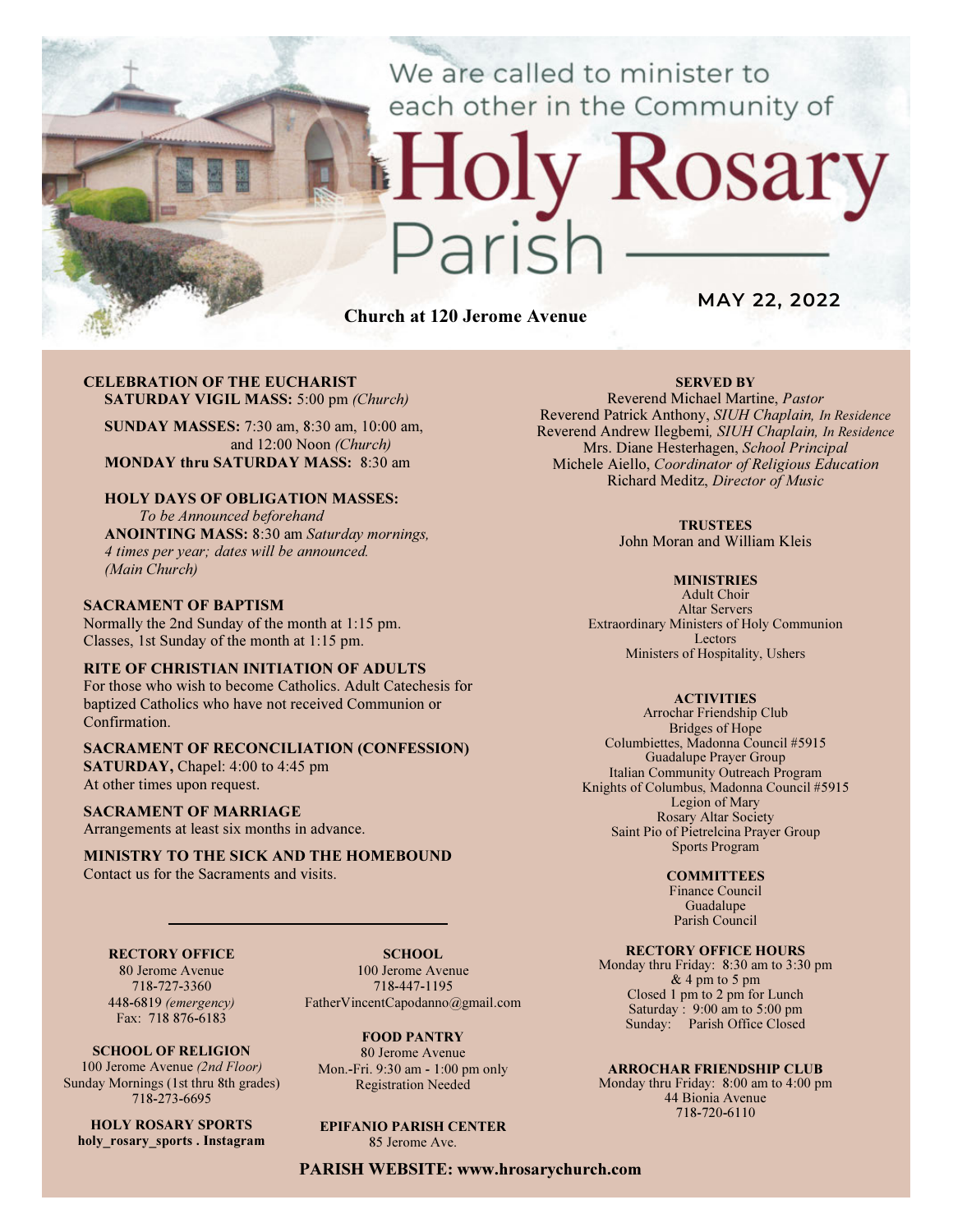We are called to minister to each other in the Community of

# Holy Rosary Parish

**Church at 120 Jerome Avenue**

**MAY 22, 2022**

**CELEBRATION OF THE EUCHARIST**

**SATURDAY VIGIL MASS:** 5:00 pm *(Church)*

**SUNDAY MASSES:** 7:30 am, 8:30 am, 10:00 am, and 12:00 Noon *(Church)*

**MONDAY thru SATURDAY MASS:** 8:30 am

**HOLY DAYS OF OBLIGATION MASSES:**
*To be Announced beforehand*

**ANOINTING MASS:** 8:30 am *Saturday mornings, 4 times per year; dates will be announced. (Main Church)*

**SACRAMENT OF BAPTISM**

Normally the 2nd Sunday of the month at 1:15 pm.
Classes, 1st Sunday of the month at 1:15 pm.

**RITE OF CHRISTIAN INITIATION OF ADULTS**

For those who wish to become Catholics. Adult Catechesis for baptized Catholics who have not received Communion or Confirmation.

**SACRAMENT OF RECONCILIATION (CONFESSION)**

**SATURDAY,** Chapel: 4:00 to 4:45 pm
At other times upon request.

**SACRAMENT OF MARRIAGE**

Arrangements at least six months in advance.

**MINISTRY TO THE SICK AND THE HOMEBOUND**

Contact us for the Sacraments and visits.

**SERVED BY**

Reverend Michael Martine, *Pastor*
Reverend Patrick Anthony, *SIUH Chaplain, In Residence*
Reverend Andrew Ilegbemi, *SIUH Chaplain, In Residence*
Mrs. Diane Hesterhagen, *School Principal*
Michele Aiello, *Coordinator of Religious Education*
Richard Meditz, *Director of Music*

**TRUSTEES**

John Moran and William Kleis

**MINISTRIES**

Adult Choir
Altar Servers
Extraordinary Ministers of Holy Communion
Lectors
Ministers of Hospitality, Ushers

**ACTIVITIES**

Arrochar Friendship Club
Bridges of Hope
Columbiettes, Madonna Council #5915
Guadalupe Prayer Group
Italian Community Outreach Program
Knights of Columbus, Madonna Council #5915
Legion of Mary
Rosary Altar Society
Saint Pio of Pietrelcina Prayer Group
Sports Program

**COMMITTEES**

Finance Council
Guadalupe
Parish Council

**RECTORY OFFICE**

80 Jerome Avenue
718-727-3360
448-6819 *(emergency)*
Fax: 718 876-6183

**SCHOOL**

100 Jerome Avenue
718-447-1195
FatherVincentCapodanno@gmail.com

**SCHOOL OF RELIGION**

100 Jerome Avenue *(2nd Floor)*
Sunday Mornings (1st thru 8th grades)
718-273-6695

**FOOD PANTRY**

80 Jerome Avenue
Mon.-Fri. 9:30 am - 1:00 pm only
Registration Needed

**HOLY ROSARY SPORTS**

**holy_rosary_sports . Instagram**

**EPIFANIO PARISH CENTER**

85 Jerome Ave.

**RECTORY OFFICE HOURS**

Monday thru Friday: 8:30 am to 3:30 pm
& 4 pm to 5 pm
Closed 1 pm to 2 pm for Lunch
Saturday : 9:00 am to 5:00 pm
Sunday: Parish Office Closed

**ARROCHAR FRIENDSHIP CLUB**

Monday thru Friday: 8:00 am to 4:00 pm
44 Bionia Avenue
718-720-6110

**PARISH WEBSITE: www.hrosarychurch.com**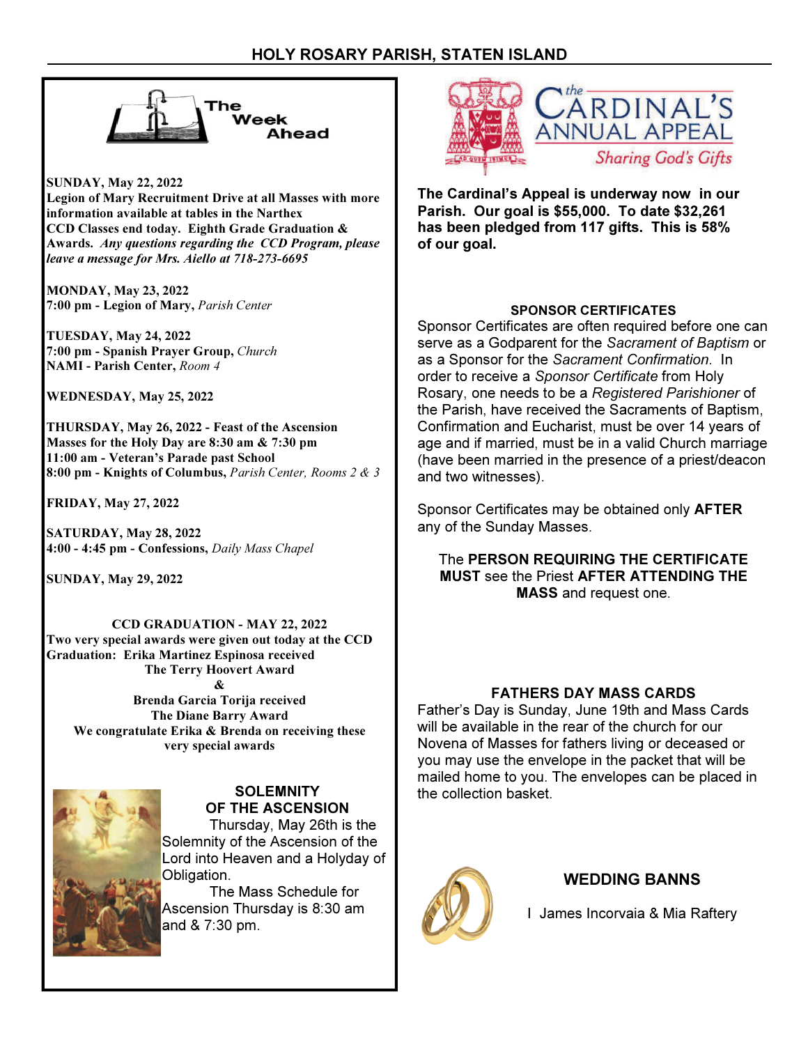## The Week Ahead

**SUNDAY, May 22, 2022**
**Legion of Mary Recruitment Drive at all Masses with more information available at tables in the Narthex**
**CCD Classes end today. Eighth Grade Graduation & Awards.** ***Any questions regarding the CCD Program, please leave a message for Mrs. Aiello at 718-273-6695***

**MONDAY, May 23, 2022**
**7:00 pm - Legion of Mary,** *Parish Center*

**TUESDAY, May 24, 2022**
**7:00 pm - Spanish Prayer Group,** *Church*
**NAMI - Parish Center,** *Room 4*

**WEDNESDAY, May 25, 2022**

**THURSDAY, May 26, 2022 - Feast of the Ascension**
**Masses for the Holy Day are 8:30 am & 7:30 pm**
**11:00 am - Veteran's Parade past School**
**8:00 pm - Knights of Columbus,** *Parish Center, Rooms 2 & 3*

**FRIDAY, May 27, 2022**

**SATURDAY, May 28, 2022**
**4:00 - 4:45 pm - Confessions,** *Daily Mass Chapel*

**SUNDAY, May 29, 2022**

### CCD GRADUATION - MAY 22, 2022

**Two very special awards were given out today at the CCD Graduation: Erika Martinez Espinosa received The Terry Hoovert Award & Brenda Garcia Torija received The Diane Barry Award. We congratulate Erika & Brenda on receiving these very special awards**

### SOLEMNITY OF THE ASCENSION

Thursday, May 26th is the Solemnity of the Ascension of the Lord into Heaven and a Holyday of Obligation.

The Mass Schedule for Ascension Thursday is 8:30 am and & 7:30 pm.

## The Cardinal's Annual Appeal
*Sharing God's Gifts*

**The Cardinal's Appeal is underway now in our Parish. Our goal is $55,000. To date $32,261 has been pledged from 117 gifts. This is 58% of our goal.**

### SPONSOR CERTIFICATES

Sponsor Certificates are often required before one can serve as a Godparent for the *Sacrament of Baptism* or as a Sponsor for the *Sacrament Confirmation.* In order to receive a *Sponsor Certificate* from Holy Rosary, one needs to be a *Registered Parishioner* of the Parish, have received the Sacraments of Baptism, Confirmation and Eucharist, must be over 14 years of age and if married, must be in a valid Church marriage (have been married in the presence of a priest/deacon and two witnesses).

Sponsor Certificates may be obtained only **AFTER** any of the Sunday Masses.

The **PERSON REQUIRING THE CERTIFICATE MUST** see the Priest **AFTER ATTENDING THE MASS** and request one.

### FATHERS DAY MASS CARDS

Father's Day is Sunday, June 19th and Mass Cards will be available in the rear of the church for our Novena of Masses for fathers living or deceased or you may use the envelope in the packet that will be mailed home to you. The envelopes can be placed in the collection basket.

### WEDDING BANNS

I James Incorvaia & Mia Raftery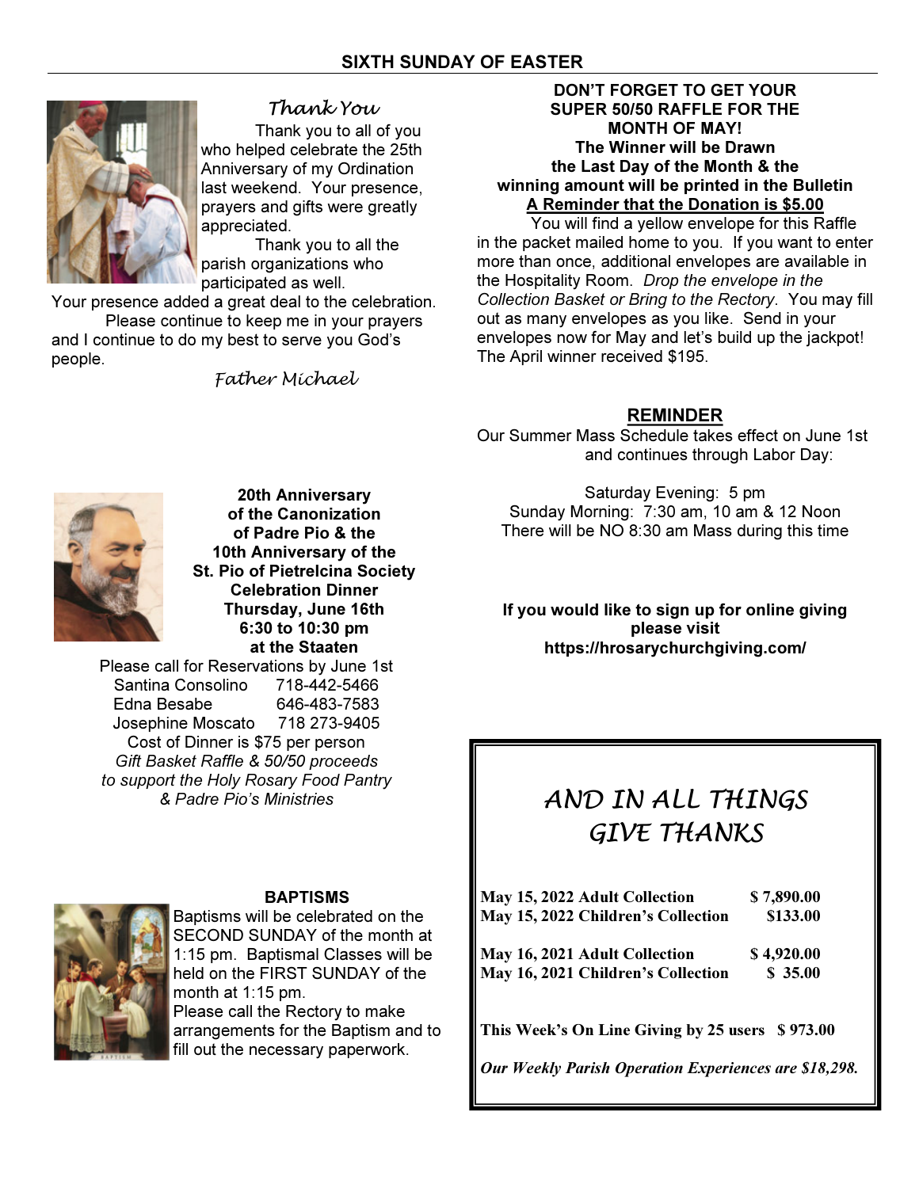## SIXTH SUNDAY OF EASTER

### *Thank You*

Thank you to all of you who helped celebrate the 25th Anniversary of my Ordination last weekend. Your presence, prayers and gifts were greatly appreciated.

Thank you to all the parish organizations who participated as well. Your presence added a great deal to the celebration.

Please continue to keep me in your prayers and I continue to do my best to serve you God's people.

*Father Michael*

**20th Anniversary of the Canonization of Padre Pio & the 10th Anniversary of the St. Pio of Pietrelcina Society Celebration Dinner Thursday, June 16th 6:30 to 10:30 pm at the Staaten**

Please call for Reservations by June 1st

Santina Consolino 718-442-5466
Edna Besabe 646-483-7583
Josephine Moscato 718 273-9405

Cost of Dinner is $75 per person

*Gift Basket Raffle & 50/50 proceeds to support the Holy Rosary Food Pantry & Padre Pio's Ministries*

### BAPTISMS

Baptisms will be celebrated on the SECOND SUNDAY of the month at 1:15 pm. Baptismal Classes will be held on the FIRST SUNDAY of the month at 1:15 pm.

Please call the Rectory to make arrangements for the Baptism and to fill out the necessary paperwork.

**DON'T FORGET TO GET YOUR SUPER 50/50 RAFFLE FOR THE MONTH OF MAY!**
**The Winner will be Drawn the Last Day of the Month & the winning amount will be printed in the Bulletin**
**A Reminder that the Donation is $5.00**

You will find a yellow envelope for this Raffle in the packet mailed home to you. If you want to enter more than once, additional envelopes are available in the Hospitality Room. *Drop the envelope in the Collection Basket or Bring to the Rectory*. You may fill out as many envelopes as you like. Send in your envelopes now for May and let's build up the jackpot! The April winner received $195.

### REMINDER

Our Summer Mass Schedule takes effect on June 1st and continues through Labor Day:

Saturday Evening: 5 pm
Sunday Morning: 7:30 am, 10 am & 12 Noon
There will be NO 8:30 am Mass during this time

**If you would like to sign up for online giving please visit https://hrosarychurchgiving.com/**

### *AND IN ALL THINGS GIVE THANKS*

| | |
|---|---|
| **May 15, 2022 Adult Collection** | **$ 7,890.00** |
| **May 15, 2022 Children's Collection** | **$133.00** |
| **May 16, 2021 Adult Collection** | **$ 4,920.00** |
| **May 16, 2021 Children's Collection** | **$ 35.00** |

**This Week's On Line Giving by 25 users $ 973.00**

***Our Weekly Parish Operation Experiences are $18,298.***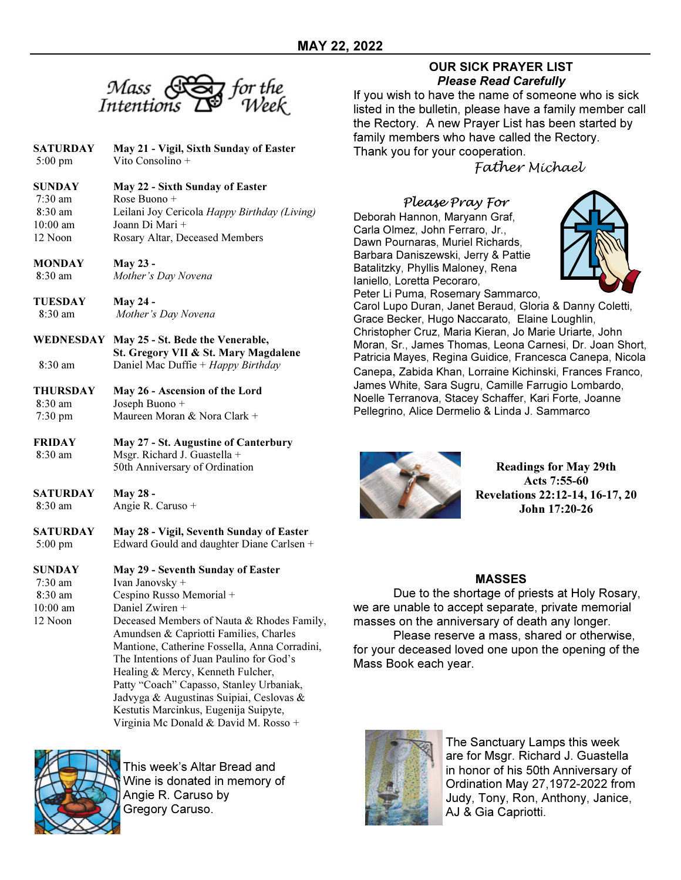MAY 22, 2022

# Mass Intentions for the Week

**SATURDAY** 5:00 pm — **May 21 - Vigil, Sixth Sunday of Easter**
Vito Consolino +

**SUNDAY** — **May 22 - Sixth Sunday of Easter**
7:30 am — Rose Buono +
8:30 am — Leilani Joy Cericola *Happy Birthday (Living)*
10:00 am — Joann Di Mari +
12 Noon — Rosary Altar, Deceased Members

**MONDAY** — **May 23 -**
8:30 am — *Mother's Day Novena*

**TUESDAY** — **May 24 -**
8:30 am — *Mother's Day Novena*

**WEDNESDAY** — **May 25 - St. Bede the Venerable, St. Gregory VII & St. Mary Magdalene**
8:30 am — Daniel Mac Duffie + *Happy Birthday*

**THURSDAY** — **May 26 - Ascension of the Lord**
8:30 am — Joseph Buono +
7:30 pm — Maureen Moran & Nora Clark +

**FRIDAY** — **May 27 - St. Augustine of Canterbury**
8:30 am — Msgr. Richard J. Guastella +
50th Anniversary of Ordination

**SATURDAY** — **May 28 -**
8:30 am — Angie R. Caruso +

**SATURDAY** — **May 28 - Vigil, Seventh Sunday of Easter**
5:00 pm — Edward Gould and daughter Diane Carlsen +

**SUNDAY** — **May 29 - Seventh Sunday of Easter**
7:30 am — Ivan Janovsky +
8:30 am — Cespino Russo Memorial +
10:00 am — Daniel Zwiren +
12 Noon — Deceased Members of Nauta & Rhodes Family, Amundsen & Capriotti Families, Charles Mantione, Catherine Fossella, Anna Corradini, The Intentions of Juan Paulino for God's Healing & Mercy, Kenneth Fulcher, Patty "Coach" Capasso, Stanley Urbaniak, Jadvyga & Augustinas Suipiai, Ceslovas & Kestutis Marcinkus, Eugenija Suipyte, Virginia Mc Donald & David M. Rosso +

This week's Altar Bread and Wine is donated in memory of Angie R. Caruso by Gregory Caruso.

## OUR SICK PRAYER LIST

***Please Read Carefully***

If you wish to have the name of someone who is sick listed in the bulletin, please have a family member call the Rectory. A new Prayer List has been started by family members who have called the Rectory.
Thank you for your cooperation.

*Father Michael*

### *Please Pray For*

Deborah Hannon, Maryann Graf, Carla Olmez, John Ferraro, Jr., Dawn Pournaras, Muriel Richards, Barbara Daniszewski, Jerry & Pattie Batalitzky, Phyllis Maloney, Rena Ianiello, Loretta Pecoraro, Peter Li Puma, Rosemary Sammarco, Carol Lupo Duran, Janet Beraud, Gloria & Danny Coletti, Grace Becker, Hugo Naccarato, Elaine Loughlin, Christopher Cruz, Maria Kieran, Jo Marie Uriarte, John Moran, Sr., James Thomas, Leona Carnesi, Dr. Joan Short, Patricia Mayes, Regina Guidice, Francesca Canepa, Nicola Canepa, Zabida Khan, Lorraine Kichinski, Frances Franco, James White, Sara Sugru, Camille Farrugio Lombardo, Noelle Terranova, Stacey Schaffer, Kari Forte, Joanne Pellegrino, Alice Dermelio & Linda J. Sammarco

**Readings for May 29th**
**Acts 7:55-60**
**Revelations 22:12-14, 16-17, 20**
**John 17:20-26**

## MASSES

Due to the shortage of priests at Holy Rosary, we are unable to accept separate, private memorial masses on the anniversary of death any longer.

Please reserve a mass, shared or otherwise, for your deceased loved one upon the opening of the Mass Book each year.

The Sanctuary Lamps this week are for Msgr. Richard J. Guastella in honor of his 50th Anniversary of Ordination May 27,1972-2022 from Judy, Tony, Ron, Anthony, Janice, AJ & Gia Capriotti.